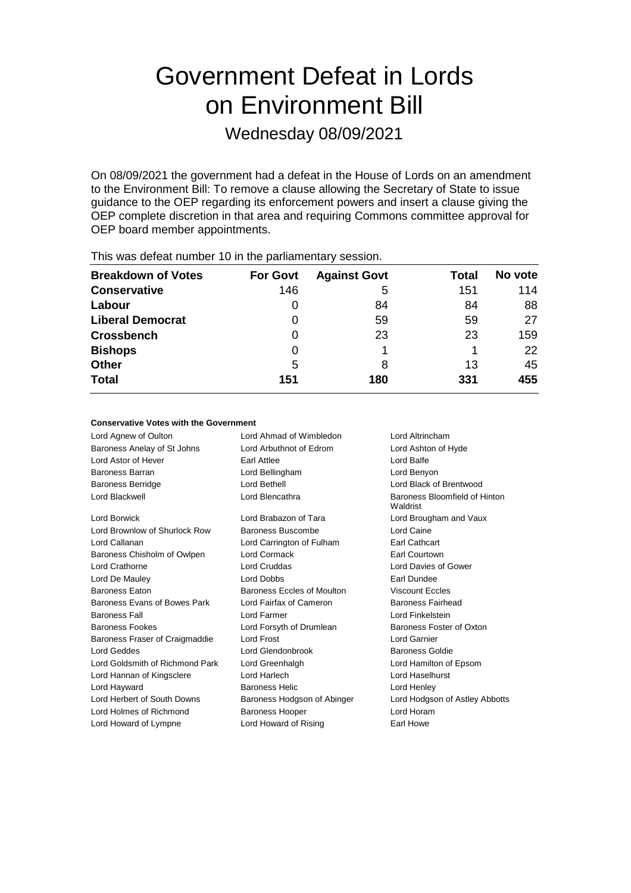# Government Defeat in Lords on Environment Bill

## Wednesday 08/09/2021

On 08/09/2021 the government had a defeat in the House of Lords on an amendment to the Environment Bill: To remove a clause allowing the Secretary of State to issue guidance to the OEP regarding its enforcement powers and insert a clause giving the OEP complete discretion in that area and requiring Commons committee approval for OEP board member appointments.

This was defeat number 10 in the parliamentary session.

| Breakdown of Votes | For Govt | Against Govt | Total | No vote |
|---|---|---|---|---|
| **Conservative** | 146 | 5 | 151 | 114 |
| **Labour** | 0 | 84 | 84 | 88 |
| **Liberal Democrat** | 0 | 59 | 59 | 27 |
| **Crossbench** | 0 | 23 | 23 | 159 |
| **Bishops** | 0 | 1 | 1 | 22 |
| **Other** | 5 | 8 | 13 | 45 |
| **Total** | **151** | **180** | **331** | **455** |

#### Conservative Votes with the Government

| | | |
|---|---|---|
| Lord Agnew of Oulton | Lord Ahmad of Wimbledon | Lord Altrincham |
| Baroness Anelay of St Johns | Lord Arbuthnot of Edrom | Lord Ashton of Hyde |
| Lord Astor of Hever | Earl Attlee | Lord Balfe |
| Baroness Barran | Lord Bellingham | Lord Benyon |
| Baroness Berridge | Lord Bethell | Lord Black of Brentwood |
| Lord Blackwell | Lord Blencathra | Baroness Bloomfield of Hinton Waldrist |
| Lord Borwick | Lord Brabazon of Tara | Lord Brougham and Vaux |
| Lord Brownlow of Shurlock Row | Baroness Buscombe | Lord Caine |
| Lord Callanan | Lord Carrington of Fulham | Earl Cathcart |
| Baroness Chisholm of Owlpen | Lord Cormack | Earl Courtown |
| Lord Crathorne | Lord Cruddas | Lord Davies of Gower |
| Lord De Mauley | Lord Dobbs | Earl Dundee |
| Baroness Eaton | Baroness Eccles of Moulton | Viscount Eccles |
| Baroness Evans of Bowes Park | Lord Fairfax of Cameron | Baroness Fairhead |
| Baroness Fall | Lord Farmer | Lord Finkelstein |
| Baroness Fookes | Lord Forsyth of Drumlean | Baroness Foster of Oxton |
| Baroness Fraser of Craigmaddie | Lord Frost | Lord Garnier |
| Lord Geddes | Lord Glendonbrook | Baroness Goldie |
| Lord Goldsmith of Richmond Park | Lord Greenhalgh | Lord Hamilton of Epsom |
| Lord Hannan of Kingsclere | Lord Harlech | Lord Haselhurst |
| Lord Hayward | Baroness Helic | Lord Henley |
| Lord Herbert of South Downs | Baroness Hodgson of Abinger | Lord Hodgson of Astley Abbotts |
| Lord Holmes of Richmond | Baroness Hooper | Lord Horam |
| Lord Howard of Lympne | Lord Howard of Rising | Earl Howe |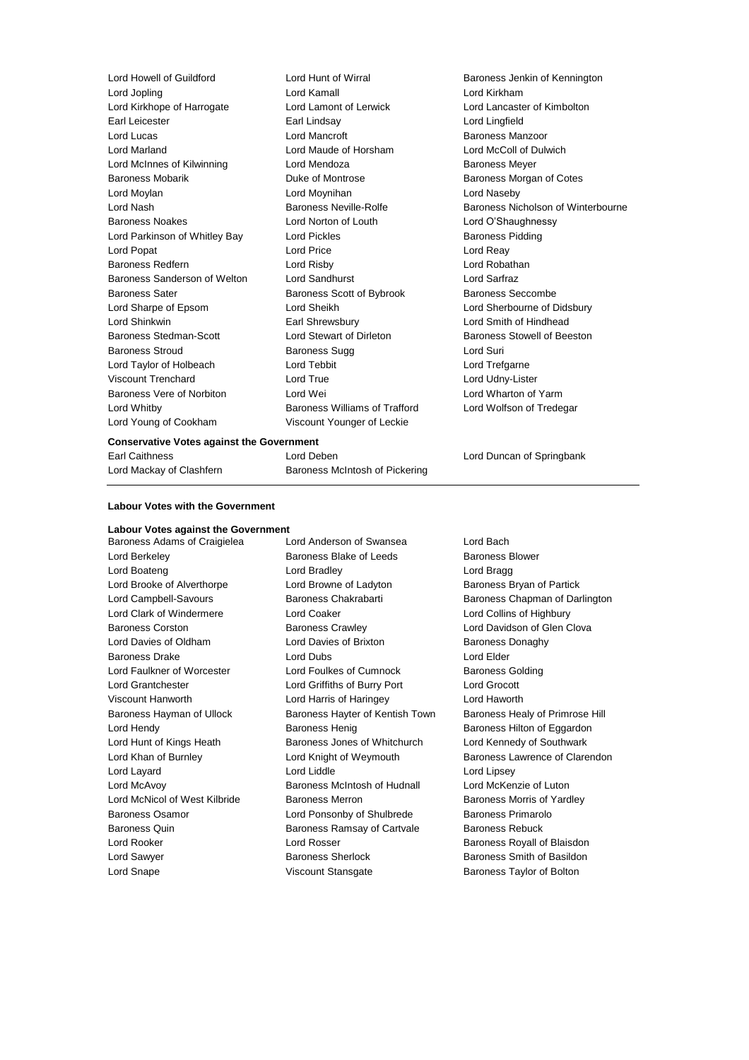Lord Howell of Guildford Lord Hunt of Wirral Baroness Jenkin of Kennington
Lord Jopling Lord Kamall Lord Kirkham
Lord Kirkhope of Harrogate Lord Lamont of Lerwick Lord Lancaster of Kimbolton
Earl Leicester Earl Lindsay Lord Lingfield
Lord Lucas Lord Mancroft Baroness Manzoor
Lord Marland Lord Maude of Horsham Lord McColl of Dulwich
Lord McInnes of Kilwinning Lord Mendoza Baroness Meyer
Baroness Mobarik Duke of Montrose Baroness Morgan of Cotes
Lord Moylan Lord Moynihan Lord Naseby
Lord Nash Baroness Neville-Rolfe Baroness Nicholson of Winterbourne
Baroness Noakes Lord Norton of Louth Lord O'Shaughnessy
Lord Parkinson of Whitley Bay Lord Pickles Baroness Pidding
Lord Popat Lord Price Lord Reay
Baroness Redfern Lord Risby Lord Robathan
Baroness Sanderson of Welton Lord Sandhurst Lord Sarfraz
Baroness Sater Baroness Scott of Bybrook Baroness Seccombe
Lord Sharpe of Epsom Lord Sheikh Lord Sherbourne of Didsbury
Lord Shinkwin Earl Shrewsbury Lord Smith of Hindhead
Baroness Stedman-Scott Lord Stewart of Dirleton Baroness Stowell of Beeston
Baroness Stroud Baroness Sugg Lord Suri
Lord Taylor of Holbeach Lord Tebbit Lord Trefgarne
Viscount Trenchard Lord True Lord Udny-Lister
Baroness Vere of Norbiton Lord Wei Lord Wharton of Yarm
Lord Whitby Baroness Williams of Trafford Lord Wolfson of Tredegar
Lord Young of Cookham Viscount Younger of Leckie

**Conservative Votes against the Government**

Earl Caithness Lord Deben Lord Duncan of Springbank
Lord Mackay of Clashfern Baroness McIntosh of Pickering

**Labour Votes with the Government**

**Labour Votes against the Government**

Baroness Adams of Craigielea Lord Anderson of Swansea Lord Bach
Lord Berkeley Baroness Blake of Leeds Baroness Blower
Lord Boateng Lord Bradley Lord Bragg
Lord Brooke of Alverthorpe Lord Browne of Ladyton Baroness Bryan of Partick
Lord Campbell-Savours Baroness Chakrabarti Baroness Chapman of Darlington
Lord Clark of Windermere Lord Coaker Lord Collins of Highbury
Baroness Corston Baroness Crawley Lord Davidson of Glen Clova
Lord Davies of Oldham Lord Davies of Brixton Baroness Donaghy
Baroness Drake Lord Dubs Lord Elder
Lord Faulkner of Worcester Lord Foulkes of Cumnock Baroness Golding
Lord Grantchester Lord Griffiths of Burry Port Lord Grocott
Viscount Hanworth Lord Harris of Haringey Lord Haworth
Baroness Hayman of Ullock Baroness Hayter of Kentish Town Baroness Healy of Primrose Hill
Lord Hendy Baroness Henig Baroness Hilton of Eggardon
Lord Hunt of Kings Heath Baroness Jones of Whitchurch Lord Kennedy of Southwark
Lord Khan of Burnley Lord Knight of Weymouth Baroness Lawrence of Clarendon
Lord Layard Lord Liddle Lord Lipsey
Lord McAvoy Baroness McIntosh of Hudnall Lord McKenzie of Luton
Lord McNicol of West Kilbride Baroness Merron Baroness Morris of Yardley
Baroness Osamor Lord Ponsonby of Shulbrede Baroness Primarolo
Baroness Quin Baroness Ramsay of Cartvale Baroness Rebuck
Lord Rooker Lord Rosser Baroness Royall of Blaisdon
Lord Sawyer Baroness Sherlock Baroness Smith of Basildon
Lord Snape Viscount Stansgate Baroness Taylor of Bolton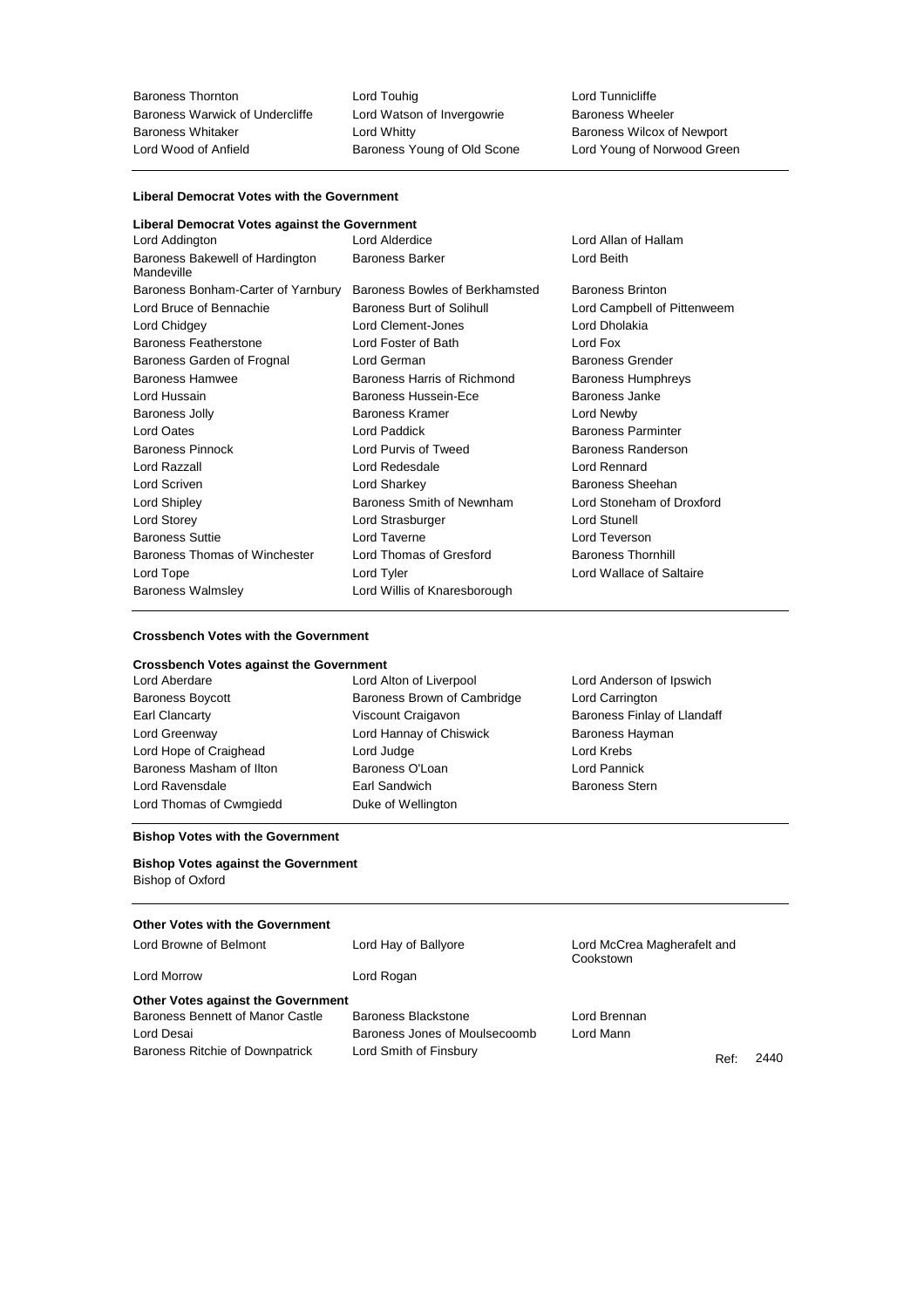| | | |
|---|---|---|
| Baroness Thornton | Lord Touhig | Lord Tunnicliffe |
| Baroness Warwick of Undercliffe | Lord Watson of Invergowrie | Baroness Wheeler |
| Baroness Whitaker | Lord Whitty | Baroness Wilcox of Newport |
| Lord Wood of Anfield | Baroness Young of Old Scone | Lord Young of Norwood Green |

**Liberal Democrat Votes with the Government**

**Liberal Democrat Votes against the Government**

| | | |
|---|---|---|
| Lord Addington | Lord Alderdice | Lord Allan of Hallam |
| Baroness Bakewell of Hardington Mandeville | Baroness Barker | Lord Beith |
| Baroness Bonham-Carter of Yarnbury | Baroness Bowles of Berkhamsted | Baroness Brinton |
| Lord Bruce of Bennachie | Baroness Burt of Solihull | Lord Campbell of Pittenweem |
| Lord Chidgey | Lord Clement-Jones | Lord Dholakia |
| Baroness Featherstone | Lord Foster of Bath | Lord Fox |
| Baroness Garden of Frognal | Lord German | Baroness Grender |
| Baroness Hamwee | Baroness Harris of Richmond | Baroness Humphreys |
| Lord Hussain | Baroness Hussein-Ece | Baroness Janke |
| Baroness Jolly | Baroness Kramer | Lord Newby |
| Lord Oates | Lord Paddick | Baroness Parminter |
| Baroness Pinnock | Lord Purvis of Tweed | Baroness Randerson |
| Lord Razzall | Lord Redesdale | Lord Rennard |
| Lord Scriven | Lord Sharkey | Baroness Sheehan |
| Lord Shipley | Baroness Smith of Newnham | Lord Stoneham of Droxford |
| Lord Storey | Lord Strasburger | Lord Stunell |
| Baroness Suttie | Lord Taverne | Lord Teverson |
| Baroness Thomas of Winchester | Lord Thomas of Gresford | Baroness Thornhill |
| Lord Tope | Lord Tyler | Lord Wallace of Saltaire |
| Baroness Walmsley | Lord Willis of Knaresborough | |

**Crossbench Votes with the Government**

**Crossbench Votes against the Government**

| | | |
|---|---|---|
| Lord Aberdare | Lord Alton of Liverpool | Lord Anderson of Ipswich |
| Baroness Boycott | Baroness Brown of Cambridge | Lord Carrington |
| Earl Clancarty | Viscount Craigavon | Baroness Finlay of Llandaff |
| Lord Greenway | Lord Hannay of Chiswick | Baroness Hayman |
| Lord Hope of Craighead | Lord Judge | Lord Krebs |
| Baroness Masham of Ilton | Baroness O'Loan | Lord Pannick |
| Lord Ravensdale | Earl Sandwich | Baroness Stern |
| Lord Thomas of Cwmgiedd | Duke of Wellington | |

**Bishop Votes with the Government**

**Bishop Votes against the Government**

Bishop of Oxford

**Other Votes with the Government**

| | | |
|---|---|---|
| Lord Browne of Belmont | Lord Hay of Ballyore | Lord McCrea Magherafelt and Cookstown |
| Lord Morrow | Lord Rogan | |

**Other Votes against the Government**

| | | |
|---|---|---|
| Baroness Bennett of Manor Castle | Baroness Blackstone | Lord Brennan |
| Lord Desai | Baroness Jones of Moulsecoomb | Lord Mann |
| Baroness Ritchie of Downpatrick | Lord Smith of Finsbury | |

Ref: 2440